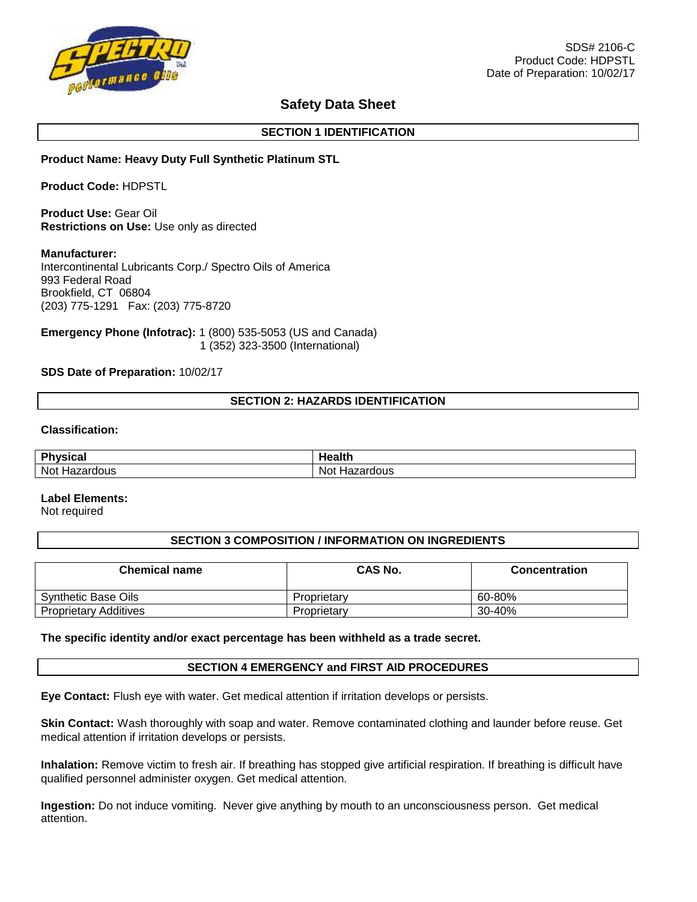SDS# 2106-C
Product Code: HDPSTL
Date of Preparation: 10/02/17

# Safety Data Sheet

## SECTION 1 IDENTIFICATION

**Product Name: Heavy Duty Full Synthetic Platinum STL**

**Product Code:** HDPSTL

**Product Use:** Gear Oil
**Restrictions on Use:** Use only as directed

**Manufacturer:**
Intercontinental Lubricants Corp./ Spectro Oils of America
993 Federal Road
Brookfield, CT 06804
(203) 775-1291 Fax: (203) 775-8720

**Emergency Phone (Infotrac):** 1 (800) 535-5053 (US and Canada)
1 (352) 323-3500 (International)

**SDS Date of Preparation:** 10/02/17

## SECTION 2: HAZARDS IDENTIFICATION

**Classification:**

| Physical | Health |
|---|---|
| Not Hazardous | Not Hazardous |

**Label Elements:**
Not required

## SECTION 3 COMPOSITION / INFORMATION ON INGREDIENTS

| Chemical name | CAS No. | Concentration |
|---|---|---|
| Synthetic Base Oils | Proprietary | 60-80% |
| Proprietary Additives | Proprietary | 30-40% |

**The specific identity and/or exact percentage has been withheld as a trade secret.**

## SECTION 4 EMERGENCY and FIRST AID PROCEDURES

**Eye Contact:** Flush eye with water. Get medical attention if irritation develops or persists.

**Skin Contact:** Wash thoroughly with soap and water. Remove contaminated clothing and launder before reuse. Get medical attention if irritation develops or persists.

**Inhalation:** Remove victim to fresh air. If breathing has stopped give artificial respiration. If breathing is difficult have qualified personnel administer oxygen. Get medical attention.

**Ingestion:** Do not induce vomiting. Never give anything by mouth to an unconsciousness person. Get medical attention.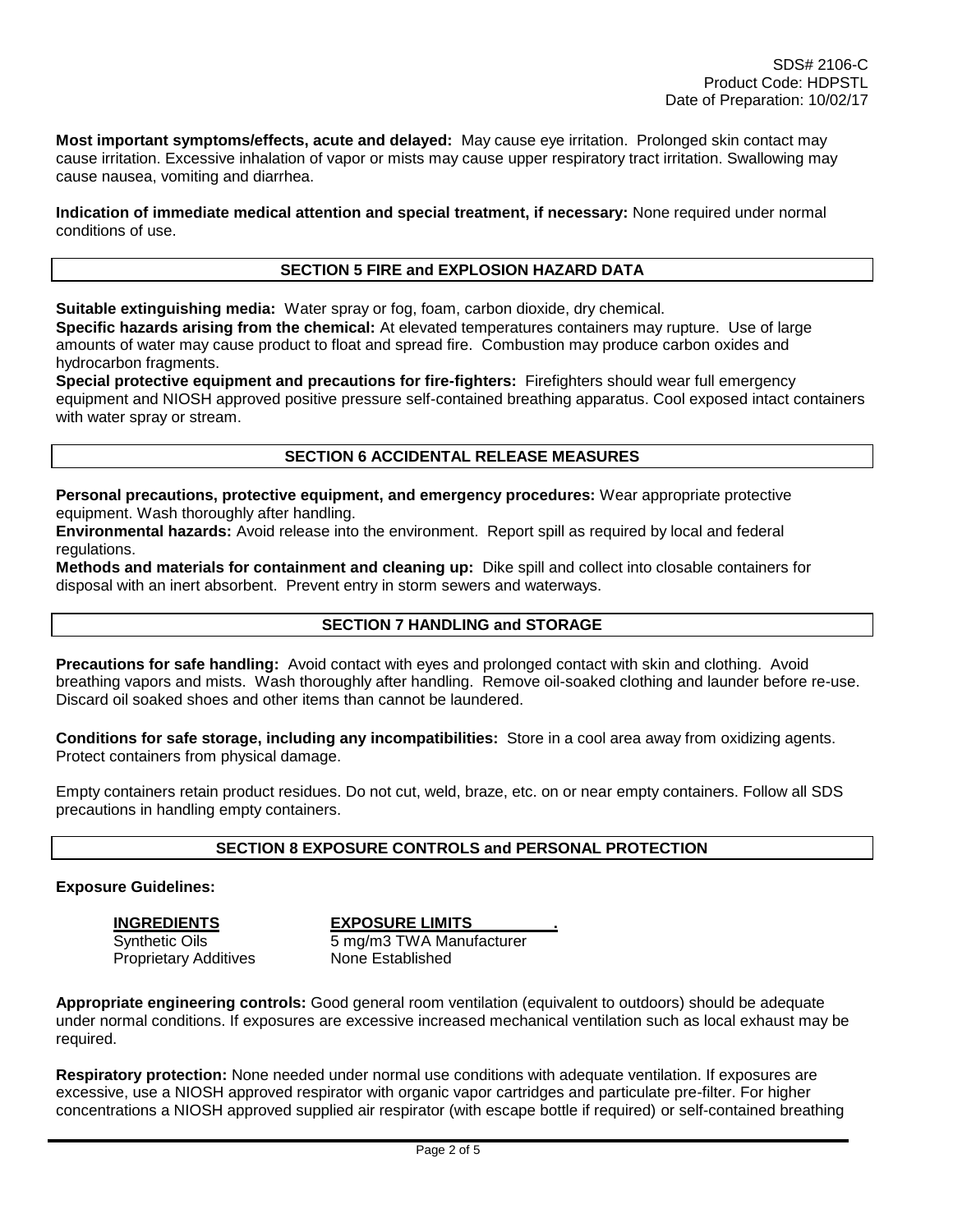**Most important symptoms/effects, acute and delayed:** May cause eye irritation. Prolonged skin contact may cause irritation. Excessive inhalation of vapor or mists may cause upper respiratory tract irritation. Swallowing may cause nausea, vomiting and diarrhea.

**Indication of immediate medical attention and special treatment, if necessary:** None required under normal conditions of use.

## SECTION 5 FIRE and EXPLOSION HAZARD DATA

**Suitable extinguishing media:** Water spray or fog, foam, carbon dioxide, dry chemical.
**Specific hazards arising from the chemical:** At elevated temperatures containers may rupture. Use of large amounts of water may cause product to float and spread fire. Combustion may produce carbon oxides and hydrocarbon fragments.
**Special protective equipment and precautions for fire-fighters:** Firefighters should wear full emergency equipment and NIOSH approved positive pressure self-contained breathing apparatus. Cool exposed intact containers with water spray or stream.

## SECTION 6 ACCIDENTAL RELEASE MEASURES

**Personal precautions, protective equipment, and emergency procedures:** Wear appropriate protective equipment. Wash thoroughly after handling.
**Environmental hazards:** Avoid release into the environment. Report spill as required by local and federal regulations.
**Methods and materials for containment and cleaning up:** Dike spill and collect into closable containers for disposal with an inert absorbent. Prevent entry in storm sewers and waterways.

## SECTION 7 HANDLING and STORAGE

**Precautions for safe handling:** Avoid contact with eyes and prolonged contact with skin and clothing. Avoid breathing vapors and mists. Wash thoroughly after handling. Remove oil-soaked clothing and launder before re-use. Discard oil soaked shoes and other items than cannot be laundered.

**Conditions for safe storage, including any incompatibilities:** Store in a cool area away from oxidizing agents. Protect containers from physical damage.

Empty containers retain product residues. Do not cut, weld, braze, etc. on or near empty containers. Follow all SDS precautions in handling empty containers.

## SECTION 8 EXPOSURE CONTROLS and PERSONAL PROTECTION

**Exposure Guidelines:**

| INGREDIENTS | EXPOSURE LIMITS |
|---|---|
| Synthetic Oils | 5 mg/m3 TWA Manufacturer |
| Proprietary Additives | None Established |

**Appropriate engineering controls:** Good general room ventilation (equivalent to outdoors) should be adequate under normal conditions. If exposures are excessive increased mechanical ventilation such as local exhaust may be required.

**Respiratory protection:** None needed under normal use conditions with adequate ventilation. If exposures are excessive, use a NIOSH approved respirator with organic vapor cartridges and particulate pre-filter. For higher concentrations a NIOSH approved supplied air respirator (with escape bottle if required) or self-contained breathing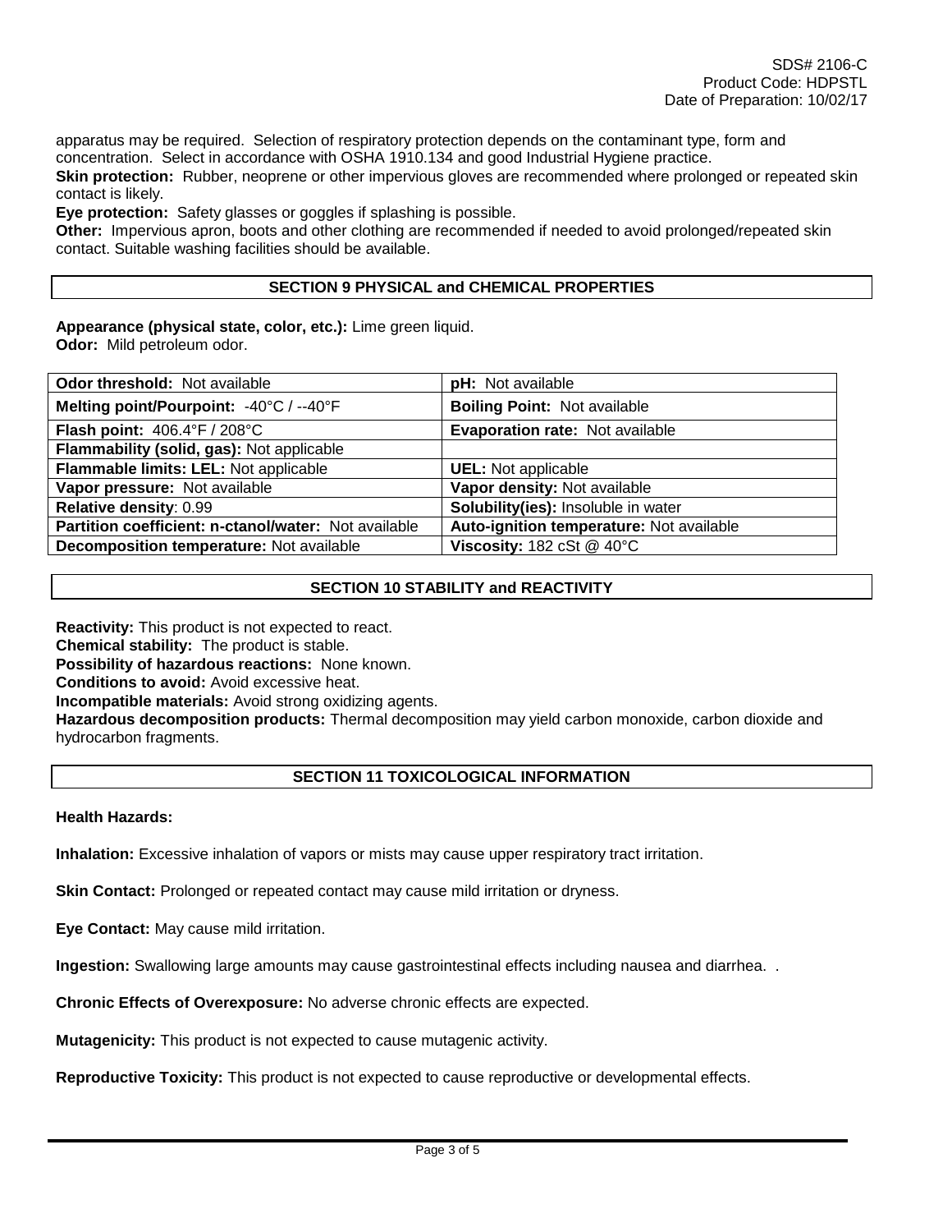apparatus may be required. Selection of respiratory protection depends on the contaminant type, form and concentration. Select in accordance with OSHA 1910.134 and good Industrial Hygiene practice.

**Skin protection:** Rubber, neoprene or other impervious gloves are recommended where prolonged or repeated skin contact is likely.

**Eye protection:** Safety glasses or goggles if splashing is possible.

**Other:** Impervious apron, boots and other clothing are recommended if needed to avoid prolonged/repeated skin contact. Suitable washing facilities should be available.

## SECTION 9 PHYSICAL and CHEMICAL PROPERTIES

**Appearance (physical state, color, etc.):** Lime green liquid.
**Odor:** Mild petroleum odor.

| | |
|---|---|
| **Odor threshold:** Not available | **pH:** Not available |
| **Melting point/Pourpoint:** -40°C / --40°F | **Boiling Point:** Not available |
| **Flash point:** 406.4°F / 208°C | **Evaporation rate:** Not available |
| **Flammability (solid, gas):** Not applicable | |
| **Flammable limits: LEL:** Not applicable | **UEL:** Not applicable |
| **Vapor pressure:** Not available | **Vapor density:** Not available |
| **Relative density**: 0.99 | **Solubility(ies):** Insoluble in water |
| **Partition coefficient: n-ctanol/water:** Not available | **Auto-ignition temperature:** Not available |
| **Decomposition temperature:** Not available | **Viscosity:** 182 cSt @ 40°C |

## SECTION 10 STABILITY and REACTIVITY

**Reactivity:** This product is not expected to react.
**Chemical stability:** The product is stable.
**Possibility of hazardous reactions:** None known.
**Conditions to avoid:** Avoid excessive heat.
**Incompatible materials:** Avoid strong oxidizing agents.
**Hazardous decomposition products:** Thermal decomposition may yield carbon monoxide, carbon dioxide and hydrocarbon fragments.

## SECTION 11 TOXICOLOGICAL INFORMATION

**Health Hazards:**

**Inhalation:** Excessive inhalation of vapors or mists may cause upper respiratory tract irritation.

**Skin Contact:** Prolonged or repeated contact may cause mild irritation or dryness.

**Eye Contact:** May cause mild irritation.

**Ingestion:** Swallowing large amounts may cause gastrointestinal effects including nausea and diarrhea. .

**Chronic Effects of Overexposure:** No adverse chronic effects are expected.

**Mutagenicity:** This product is not expected to cause mutagenic activity.

**Reproductive Toxicity:** This product is not expected to cause reproductive or developmental effects.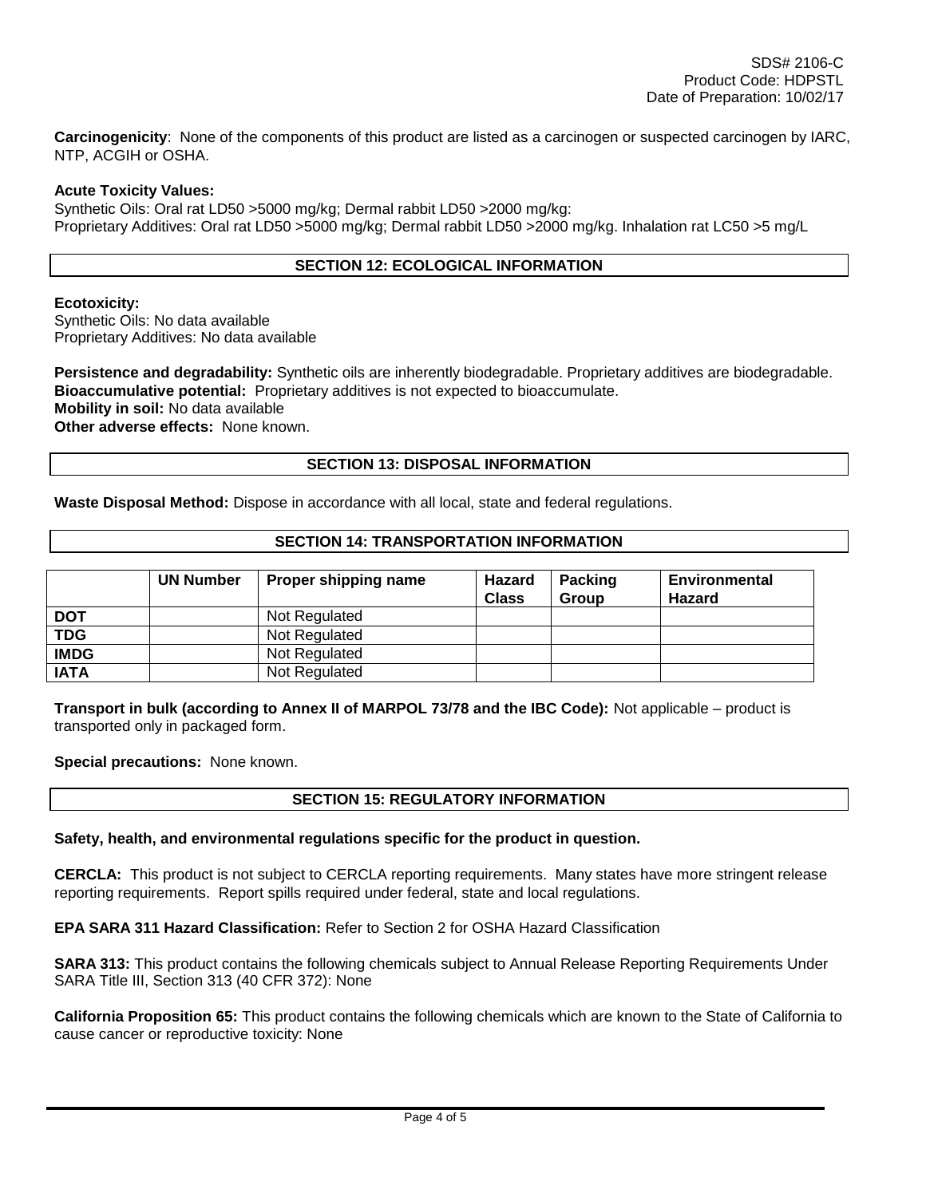**Carcinogenicity**: None of the components of this product are listed as a carcinogen or suspected carcinogen by IARC, NTP, ACGIH or OSHA.

**Acute Toxicity Values:**
Synthetic Oils: Oral rat LD50 >5000 mg/kg; Dermal rabbit LD50 >2000 mg/kg:
Proprietary Additives: Oral rat LD50 >5000 mg/kg; Dermal rabbit LD50 >2000 mg/kg. Inhalation rat LC50 >5 mg/L

## SECTION 12: ECOLOGICAL INFORMATION

**Ecotoxicity:**
Synthetic Oils: No data available
Proprietary Additives: No data available

**Persistence and degradability:** Synthetic oils are inherently biodegradable. Proprietary additives are biodegradable.
**Bioaccumulative potential:** Proprietary additives is not expected to bioaccumulate.
**Mobility in soil:** No data available
**Other adverse effects:** None known.

## SECTION 13: DISPOSAL INFORMATION

**Waste Disposal Method:** Dispose in accordance with all local, state and federal regulations.

## SECTION 14: TRANSPORTATION INFORMATION

| | UN Number | Proper shipping name | Hazard Class | Packing Group | Environmental Hazard |
|---|---|---|---|---|---|
| **DOT** | | Not Regulated | | | |
| **TDG** | | Not Regulated | | | |
| **IMDG** | | Not Regulated | | | |
| **IATA** | | Not Regulated | | | |

**Transport in bulk (according to Annex II of MARPOL 73/78 and the IBC Code):** Not applicable – product is transported only in packaged form.

**Special precautions:** None known.

## SECTION 15: REGULATORY INFORMATION

**Safety, health, and environmental regulations specific for the product in question.**

**CERCLA:** This product is not subject to CERCLA reporting requirements. Many states have more stringent release reporting requirements. Report spills required under federal, state and local regulations.

**EPA SARA 311 Hazard Classification:** Refer to Section 2 for OSHA Hazard Classification

**SARA 313:** This product contains the following chemicals subject to Annual Release Reporting Requirements Under SARA Title III, Section 313 (40 CFR 372): None

**California Proposition 65:** This product contains the following chemicals which are known to the State of California to cause cancer or reproductive toxicity: None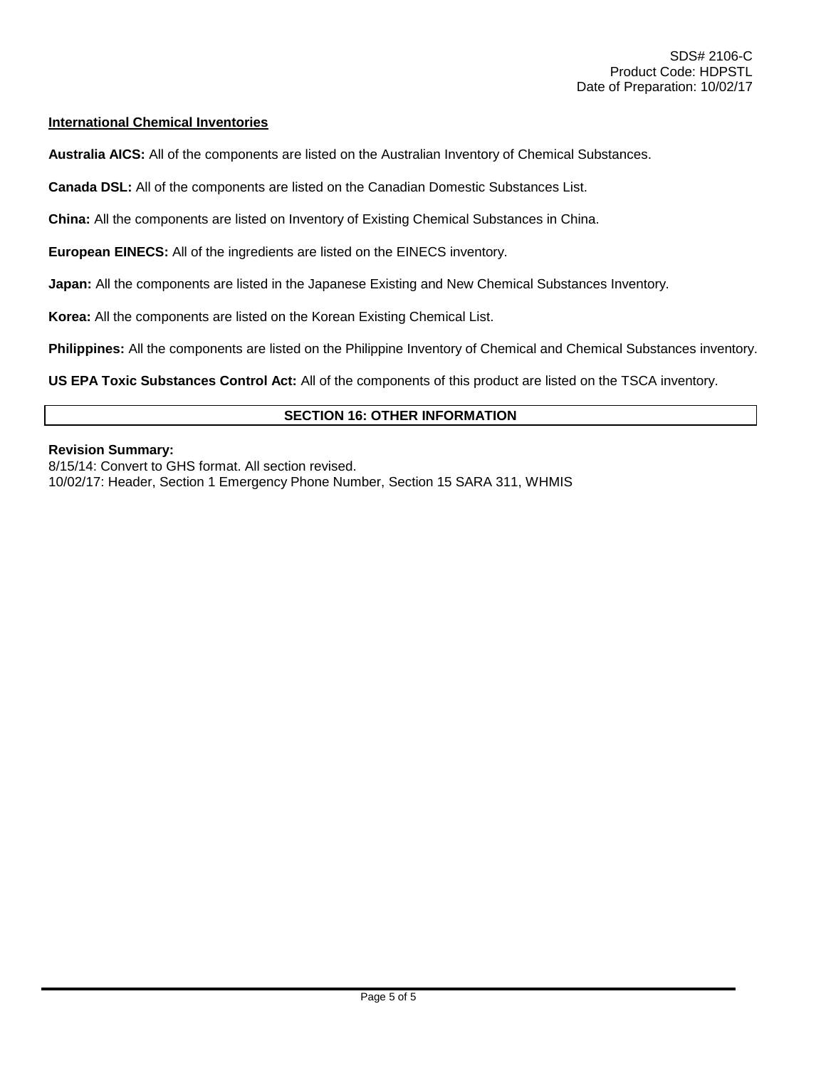#### International Chemical Inventories

**Australia AICS:** All of the components are listed on the Australian Inventory of Chemical Substances.

**Canada DSL:** All of the components are listed on the Canadian Domestic Substances List.

**China:** All the components are listed on Inventory of Existing Chemical Substances in China.

**European EINECS:** All of the ingredients are listed on the EINECS inventory.

**Japan:** All the components are listed in the Japanese Existing and New Chemical Substances Inventory.

**Korea:** All the components are listed on the Korean Existing Chemical List.

**Philippines:** All the components are listed on the Philippine Inventory of Chemical and Chemical Substances inventory.

**US EPA Toxic Substances Control Act:** All of the components of this product are listed on the TSCA inventory.

## SECTION 16: OTHER INFORMATION

**Revision Summary:**
8/15/14: Convert to GHS format. All section revised.
10/02/17: Header, Section 1 Emergency Phone Number, Section 15 SARA 311, WHMIS